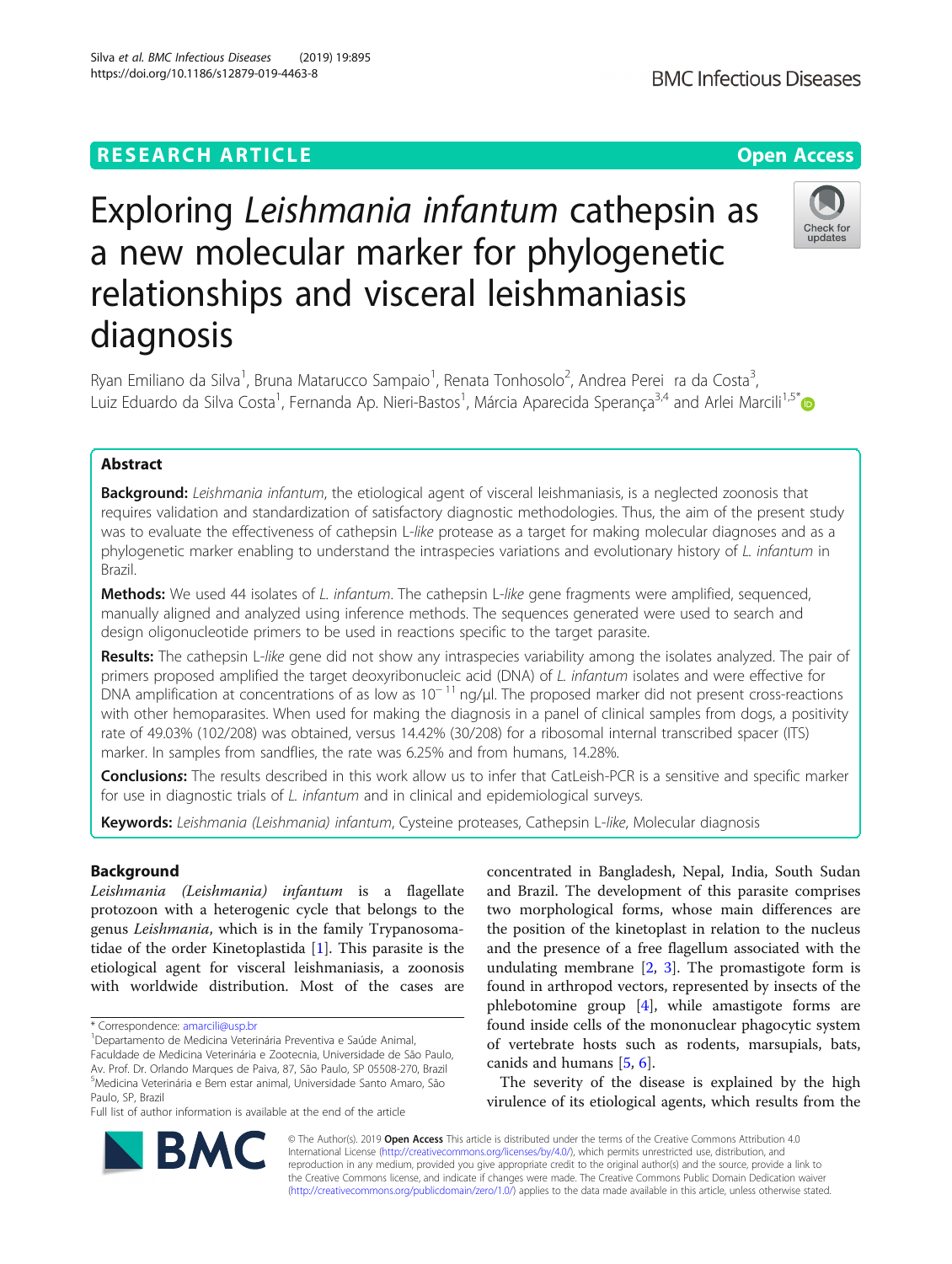RESEARCH ARTICLE

Open Access

# Exploring *Leishmania infantum* cathepsin as a new molecular marker for phylogenetic relationships and visceral leishmaniasis diagnosis

Ryan Emiliano da Silva[1], Bruna Matarucco Sampaio[1], Renata Tonhosolo[2], Andrea Pereira da Costa[3], Luiz Eduardo da Silva Costa[1], Fernanda Ap. Nieri-Bastos[1], Márcia Aparecida Sperança[3,4] and Arlei Marcili[1,5*]

## Abstract

**Background:** *Leishmania infantum*, the etiological agent of visceral leishmaniasis, is a neglected zoonosis that requires validation and standardization of satisfactory diagnostic methodologies. Thus, the aim of the present study was to evaluate the effectiveness of cathepsin L-*like* protease as a target for making molecular diagnoses and as a phylogenetic marker enabling to understand the intraspecies variations and evolutionary history of *L. infantum* in Brazil.

**Methods:** We used 44 isolates of *L. infantum*. The cathepsin L-*like* gene fragments were amplified, sequenced, manually aligned and analyzed using inference methods. The sequences generated were used to search and design oligonucleotide primers to be used in reactions specific to the target parasite.

**Results:** The cathepsin L-*like* gene did not show any intraspecies variability among the isolates analyzed. The pair of primers proposed amplified the target deoxyribonucleic acid (DNA) of *L. infantum* isolates and were effective for DNA amplification at concentrations of as low as $10^{-11}$ ng/μl. The proposed marker did not present cross-reactions with other hemoparasites. When used for making the diagnosis in a panel of clinical samples from dogs, a positivity rate of 49.03% (102/208) was obtained, versus 14.42% (30/208) for a ribosomal internal transcribed spacer (ITS) marker. In samples from sandflies, the rate was 6.25% and from humans, 14.28%.

**Conclusions:** The results described in this work allow us to infer that CatLeish-PCR is a sensitive and specific marker for use in diagnostic trials of *L. infantum* and in clinical and epidemiological surveys.

**Keywords:** *Leishmania (Leishmania) infantum*, Cysteine proteases, Cathepsin L-*like*, Molecular diagnosis

## Background

*Leishmania (Leishmania) infantum* is a flagellate protozoon with a heterogenic cycle that belongs to the genus *Leishmania*, which is in the family Trypanosomatidae of the order Kinetoplastida [1]. This parasite is the etiological agent for visceral leishmaniasis, a zoonosis with worldwide distribution. Most of the cases are concentrated in Bangladesh, Nepal, India, South Sudan and Brazil. The development of this parasite comprises two morphological forms, whose main differences are the position of the kinetoplast in relation to the nucleus and the presence of a free flagellum associated with the undulating membrane [2, 3]. The promastigote form is found in arthropod vectors, represented by insects of the phlebotomine group [4], while amastigote forms are found inside cells of the mononuclear phagocytic system of vertebrate hosts such as rodents, marsupials, bats, canids and humans [5, 6].

The severity of the disease is explained by the high virulence of its etiological agents, which results from the

\* Correspondence: amarcili@usp.br
[1]Departamento de Medicina Veterinária Preventiva e Saúde Animal, Faculdade de Medicina Veterinária e Zootecnia, Universidade de São Paulo, Av. Prof. Dr. Orlando Marques de Paiva, 87, São Paulo, SP 05508-270, Brazil
[5]Medicina Veterinária e Bem estar animal, Universidade Santo Amaro, São Paulo, SP, Brazil
Full list of author information is available at the end of the article

© The Author(s). 2019 **Open Access** This article is distributed under the terms of the Creative Commons Attribution 4.0 International License (http://creativecommons.org/licenses/by/4.0/), which permits unrestricted use, distribution, and reproduction in any medium, provided you give appropriate credit to the original author(s) and the source, provide a link to the Creative Commons license, and indicate if changes were made. The Creative Commons Public Domain Dedication waiver (http://creativecommons.org/publicdomain/zero/1.0/) applies to the data made available in this article, unless otherwise stated.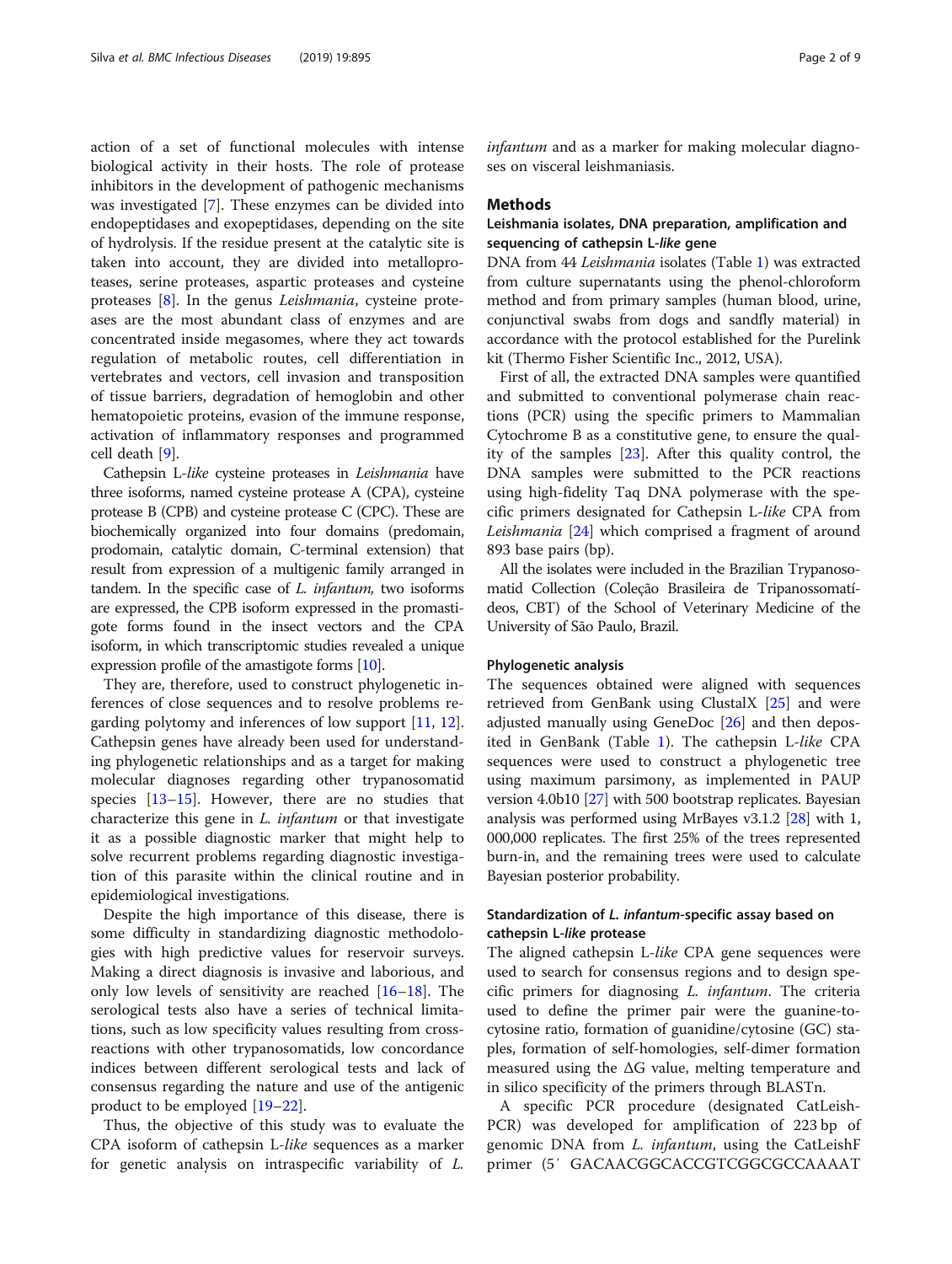action of a set of functional molecules with intense biological activity in their hosts. The role of protease inhibitors in the development of pathogenic mechanisms was investigated [7]. These enzymes can be divided into endopeptidases and exopeptidases, depending on the site of hydrolysis. If the residue present at the catalytic site is taken into account, they are divided into metalloproteases, serine proteases, aspartic proteases and cysteine proteases [8]. In the genus *Leishmania*, cysteine proteases are the most abundant class of enzymes and are concentrated inside megasomes, where they act towards regulation of metabolic routes, cell differentiation in vertebrates and vectors, cell invasion and transposition of tissue barriers, degradation of hemoglobin and other hematopoietic proteins, evasion of the immune response, activation of inflammatory responses and programmed cell death [9].

Cathepsin L-*like* cysteine proteases in *Leishmania* have three isoforms, named cysteine protease A (CPA), cysteine protease B (CPB) and cysteine protease C (CPC). These are biochemically organized into four domains (predomain, prodomain, catalytic domain, C-terminal extension) that result from expression of a multigenic family arranged in tandem. In the specific case of *L. infantum,* two isoforms are expressed, the CPB isoform expressed in the promastigote forms found in the insect vectors and the CPA isoform, in which transcriptomic studies revealed a unique expression profile of the amastigote forms [10].

They are, therefore, used to construct phylogenetic inferences of close sequences and to resolve problems regarding polytomy and inferences of low support [11, 12]. Cathepsin genes have already been used for understanding phylogenetic relationships and as a target for making molecular diagnoses regarding other trypanosomatid species [13–15]. However, there are no studies that characterize this gene in *L. infantum* or that investigate it as a possible diagnostic marker that might help to solve recurrent problems regarding diagnostic investigation of this parasite within the clinical routine and in epidemiological investigations.

Despite the high importance of this disease, there is some difficulty in standardizing diagnostic methodologies with high predictive values for reservoir surveys. Making a direct diagnosis is invasive and laborious, and only low levels of sensitivity are reached [16–18]. The serological tests also have a series of technical limitations, such as low specificity values resulting from cross-reactions with other trypanosomatids, low concordance indices between different serological tests and lack of consensus regarding the nature and use of the antigenic product to be employed [19–22].

Thus, the objective of this study was to evaluate the CPA isoform of cathepsin L-*like* sequences as a marker for genetic analysis on intraspecific variability of *L. infantum* and as a marker for making molecular diagnoses on visceral leishmaniasis.

## Methods

### Leishmania isolates, DNA preparation, amplification and sequencing of cathepsin L-*like* gene

DNA from 44 *Leishmania* isolates (Table 1) was extracted from culture supernatants using the phenol-chloroform method and from primary samples (human blood, urine, conjunctival swabs from dogs and sandfly material) in accordance with the protocol established for the Purelink kit (Thermo Fisher Scientific Inc., 2012, USA).

First of all, the extracted DNA samples were quantified and submitted to conventional polymerase chain reactions (PCR) using the specific primers to Mammalian Cytochrome B as a constitutive gene, to ensure the quality of the samples [23]. After this quality control, the DNA samples were submitted to the PCR reactions using high-fidelity Taq DNA polymerase with the specific primers designated for Cathepsin L-*like* CPA from *Leishmania* [24] which comprised a fragment of around 893 base pairs (bp).

All the isolates were included in the Brazilian Trypanosomatid Collection (Coleção Brasileira de Tripanossomatídeos, CBT) of the School of Veterinary Medicine of the University of São Paulo, Brazil.

### Phylogenetic analysis

The sequences obtained were aligned with sequences retrieved from GenBank using ClustalX [25] and were adjusted manually using GeneDoc [26] and then deposited in GenBank (Table 1). The cathepsin L-*like* CPA sequences were used to construct a phylogenetic tree using maximum parsimony, as implemented in PAUP version 4.0b10 [27] with 500 bootstrap replicates. Bayesian analysis was performed using MrBayes v3.1.2 [28] with 1, 000,000 replicates. The first 25% of the trees represented burn-in, and the remaining trees were used to calculate Bayesian posterior probability.

### Standardization of *L. infantum*-specific assay based on cathepsin L-*like* protease

The aligned cathepsin L-*like* CPA gene sequences were used to search for consensus regions and to design specific primers for diagnosing *L. infantum*. The criteria used to define the primer pair were the guanine-to-cytosine ratio, formation of guanidine/cytosine (GC) staples, formation of self-homologies, self-dimer formation measured using the ΔG value, melting temperature and in silico specificity of the primers through BLASTn.

A specific PCR procedure (designated CatLeish-PCR) was developed for amplification of 223 bp of genomic DNA from *L. infantum*, using the CatLeishF primer (5′ GACAACGGCACCGTCGGCGCCAAAAT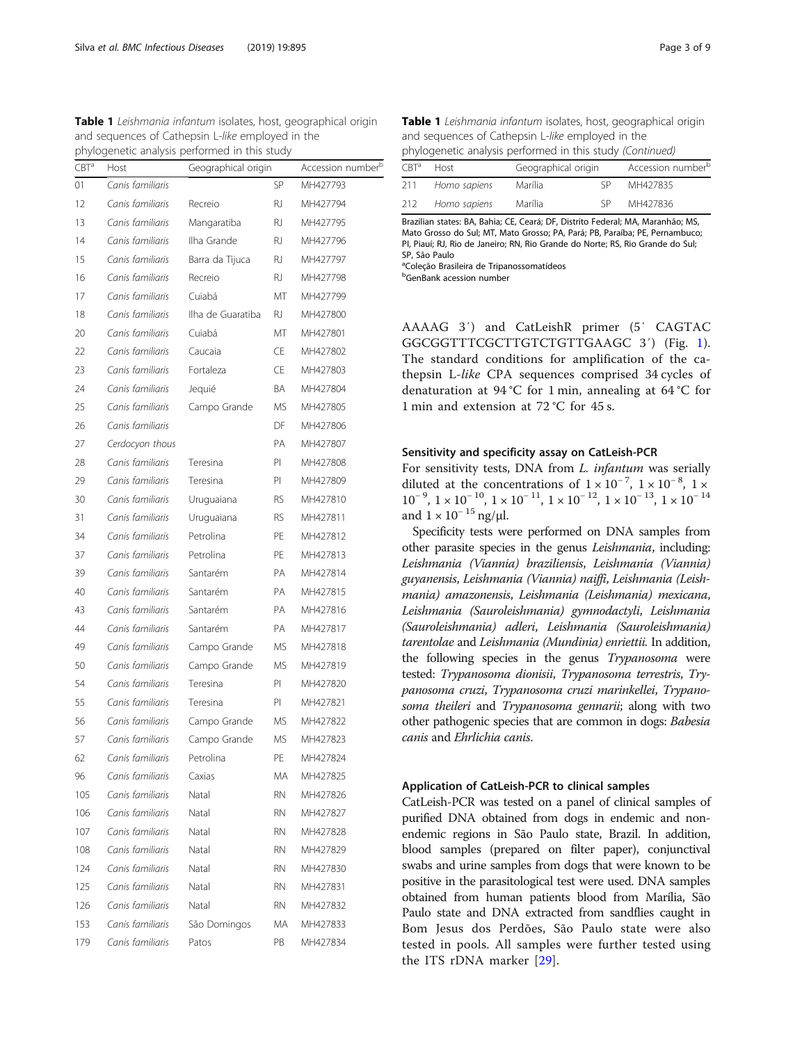**Table 1** *Leishmania infantum* isolates, host, geographical origin and sequences of Cathepsin L-*like* employed in the phylogenetic analysis performed in this study

| CBT[a] | Host | Geographical origin | | Accession number[b] |
|---|---|---|---|---|
| 01 | *Canis familiaris* | | SP | MH427793 |
| 12 | *Canis familiaris* | Recreio | RJ | MH427794 |
| 13 | *Canis familiaris* | Mangaratiba | RJ | MH427795 |
| 14 | *Canis familiaris* | Ilha Grande | RJ | MH427796 |
| 15 | *Canis familiaris* | Barra da Tijuca | RJ | MH427797 |
| 16 | *Canis familiaris* | Recreio | RJ | MH427798 |
| 17 | *Canis familiaris* | Cuiabá | MT | MH427799 |
| 18 | *Canis familiaris* | Ilha de Guaratiba | RJ | MH427800 |
| 20 | *Canis familiaris* | Cuiabá | MT | MH427801 |
| 22 | *Canis familiaris* | Caucaia | CE | MH427802 |
| 23 | *Canis familiaris* | Fortaleza | CE | MH427803 |
| 24 | *Canis familiaris* | Jequié | BA | MH427804 |
| 25 | *Canis familiaris* | Campo Grande | MS | MH427805 |
| 26 | *Canis familiaris* | | DF | MH427806 |
| 27 | *Cerdocyon thous* | | PA | MH427807 |
| 28 | *Canis familiaris* | Teresina | PI | MH427808 |
| 29 | *Canis familiaris* | Teresina | PI | MH427809 |
| 30 | *Canis familiaris* | Uruguaiana | RS | MH427810 |
| 31 | *Canis familiaris* | Uruguaiana | RS | MH427811 |
| 34 | *Canis familiaris* | Petrolina | PE | MH427812 |
| 37 | *Canis familiaris* | Petrolina | PE | MH427813 |
| 39 | *Canis familiaris* | Santarém | PA | MH427814 |
| 40 | *Canis familiaris* | Santarém | PA | MH427815 |
| 43 | *Canis familiaris* | Santarém | PA | MH427816 |
| 44 | *Canis familiaris* | Santarém | PA | MH427817 |
| 49 | *Canis familiaris* | Campo Grande | MS | MH427818 |
| 50 | *Canis familiaris* | Campo Grande | MS | MH427819 |
| 54 | *Canis familiaris* | Teresina | PI | MH427820 |
| 55 | *Canis familiaris* | Teresina | PI | MH427821 |
| 56 | *Canis familiaris* | Campo Grande | MS | MH427822 |
| 57 | *Canis familiaris* | Campo Grande | MS | MH427823 |
| 62 | *Canis familiaris* | Petrolina | PE | MH427824 |
| 96 | *Canis familiaris* | Caxias | MA | MH427825 |
| 105 | *Canis familiaris* | Natal | RN | MH427826 |
| 106 | *Canis familiaris* | Natal | RN | MH427827 |
| 107 | *Canis familiaris* | Natal | RN | MH427828 |
| 108 | *Canis familiaris* | Natal | RN | MH427829 |
| 124 | *Canis familiaris* | Natal | RN | MH427830 |
| 125 | *Canis familiaris* | Natal | RN | MH427831 |
| 126 | *Canis familiaris* | Natal | RN | MH427832 |
| 153 | *Canis familiaris* | São Domingos | MA | MH427833 |
| 179 | *Canis familiaris* | Patos | PB | MH427834 |
| 211 | *Homo sapiens* | Marília | SP | MH427835 |
| 212 | *Homo sapiens* | Marília | SP | MH427836 |

Brazilian states: BA, Bahia; CE, Ceará; DF, Distrito Federal; MA, Maranhão; MS, Mato Grosso do Sul; MT, Mato Grosso; PA, Pará; PB, Paraíba; PE, Pernambuco; PI, Piauí; RJ, Rio de Janeiro; RN, Rio Grande do Norte; RS, Rio Grande do Sul; SP, São Paulo

[a]Coleção Brasileira de Tripanossomatídeos

[b]GenBank acession number

AAAAG 3′) and CatLeishR primer (5′ CAGTAC GGCGGTTTCGCTTGTCTGTTGAAGC 3′) (Fig. 1). The standard conditions for amplification of the cathepsin L-*like* CPA sequences comprised 34 cycles of denaturation at 94 °C for 1 min, annealing at 64 °C for 1 min and extension at 72 °C for 45 s.

### Sensitivity and specificity assay on CatLeish-PCR

For sensitivity tests, DNA from *L. infantum* was serially diluted at the concentrations of $1 \times 10^{-7}$, $1 \times 10^{-8}$, $1 \times 10^{-9}$, $1 \times 10^{-10}$, $1 \times 10^{-11}$, $1 \times 10^{-12}$, $1 \times 10^{-13}$, $1 \times 10^{-14}$ and $1 \times 10^{-15}$ ng/μl.

Specificity tests were performed on DNA samples from other parasite species in the genus *Leishmania*, including: *Leishmania (Viannia) braziliensis*, *Leishmania (Viannia) guyanensis*, *Leishmania (Viannia) naiffi*, *Leishmania (Leishmania) amazonensis*, *Leishmania (Leishmania) mexicana*, *Leishmania (Sauroleishmania) gymnodactyli*, *Leishmania (Sauroleishmania) adleri*, *Leishmania (Sauroleishmania) tarentolae* and *Leishmania (Mundinia) enriettii*. In addition, the following species in the genus *Trypanosoma* were tested: *Trypanosoma dionisii*, *Trypanosoma terrestris*, *Trypanosoma cruzi*, *Trypanosoma cruzi marinkellei*, *Trypanosoma theileri* and *Trypanosoma gennarii*; along with two other pathogenic species that are common in dogs: *Babesia canis* and *Ehrlichia canis*.

### Application of CatLeish-PCR to clinical samples

CatLeish-PCR was tested on a panel of clinical samples of purified DNA obtained from dogs in endemic and non-endemic regions in São Paulo state, Brazil. In addition, blood samples (prepared on filter paper), conjunctival swabs and urine samples from dogs that were known to be positive in the parasitological test were used. DNA samples obtained from human patients blood from Marília, São Paulo state and DNA extracted from sandflies caught in Bom Jesus dos Perdões, São Paulo state were also tested in pools. All samples were further tested using the ITS rDNA marker [29].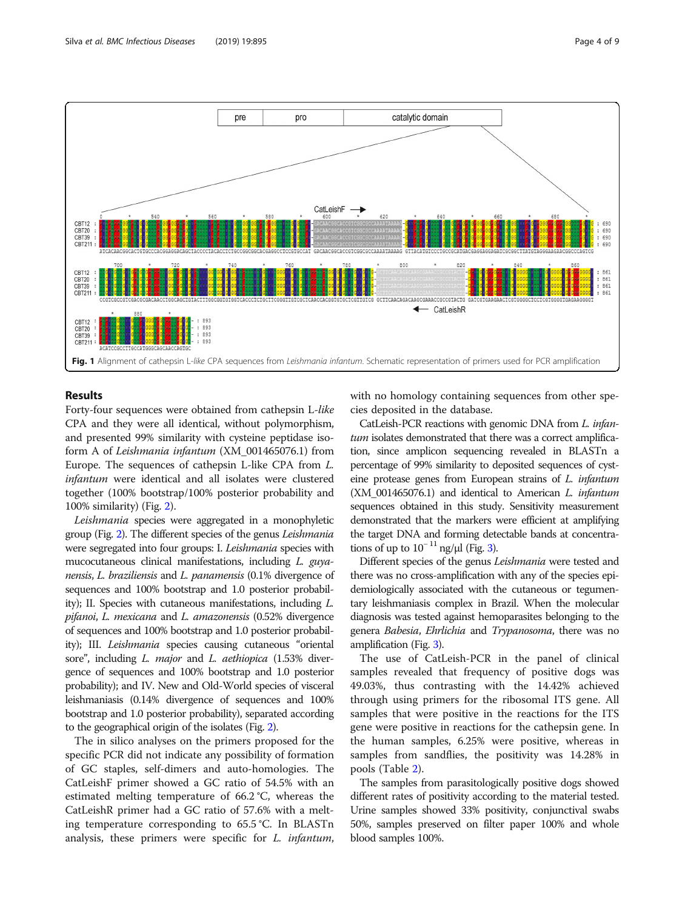Fig. 1 Alignment of cathepsin L-*like* CPA sequences from *Leishmania infantum*. Schematic representation of primers used for PCR amplification

## Results

Forty-four sequences were obtained from cathepsin L-*like* CPA and they were all identical, without polymorphism, and presented 99% similarity with cysteine peptidase isoform A of *Leishmania infantum* (XM_001465076.1) from Europe. The sequences of cathepsin L-like CPA from *L. infantum* were identical and all isolates were clustered together (100% bootstrap/100% posterior probability and 100% similarity) (Fig. 2).

*Leishmania* species were aggregated in a monophyletic group (Fig. 2). The different species of the genus *Leishmania* were segregated into four groups: I. *Leishmania* species with mucocutaneous clinical manifestations, including *L. guyanensis*, *L. braziliensis* and *L. panamensis* (0.1% divergence of sequences and 100% bootstrap and 1.0 posterior probability); II. Species with cutaneous manifestations, including *L. pifanoi*, *L. mexicana* and *L. amazonensis* (0.52% divergence of sequences and 100% bootstrap and 1.0 posterior probability); III. *Leishmania* species causing cutaneous "oriental sore", including *L. major* and *L. aethiopica* (1.53% divergence of sequences and 100% bootstrap and 1.0 posterior probability); and IV. New and Old-World species of visceral leishmaniasis (0.14% divergence of sequences and 100% bootstrap and 1.0 posterior probability), separated according to the geographical origin of the isolates (Fig. 2).

The in silico analyses on the primers proposed for the specific PCR did not indicate any possibility of formation of GC staples, self-dimers and auto-homologies. The CatLeishF primer showed a GC ratio of 54.5% with an estimated melting temperature of 66.2 °C, whereas the CatLeishR primer had a GC ratio of 57.6% with a melting temperature corresponding to 65.5 °C. In BLASTn analysis, these primers were specific for *L. infantum*, with no homology containing sequences from other species deposited in the database.

CatLeish-PCR reactions with genomic DNA from *L. infantum* isolates demonstrated that there was a correct amplification, since amplicon sequencing revealed in BLASTn a percentage of 99% similarity to deposited sequences of cysteine protease genes from European strains of *L. infantum* (XM_001465076.1) and identical to American *L. infantum* sequences obtained in this study. Sensitivity measurement demonstrated that the markers were efficient at amplifying the target DNA and forming detectable bands at concentrations of up to $10^{-11}$ ng/μl (Fig. 3).

Different species of the genus *Leishmania* were tested and there was no cross-amplification with any of the species epidemiologically associated with the cutaneous or tegumentary leishmaniasis complex in Brazil. When the molecular diagnosis was tested against hemoparasites belonging to the genera *Babesia*, *Ehrlichia* and *Trypanosoma*, there was no amplification (Fig. 3).

The use of CatLeish-PCR in the panel of clinical samples revealed that frequency of positive dogs was 49.03%, thus contrasting with the 14.42% achieved through using primers for the ribosomal ITS gene. All samples that were positive in the reactions for the ITS gene were positive in reactions for the cathepsin gene. In the human samples, 6.25% were positive, whereas in samples from sandflies, the positivity was 14.28% in pools (Table 2).

The samples from parasitologically positive dogs showed different rates of positivity according to the material tested. Urine samples showed 33% positivity, conjunctival swabs 50%, samples preserved on filter paper 100% and whole blood samples 100%.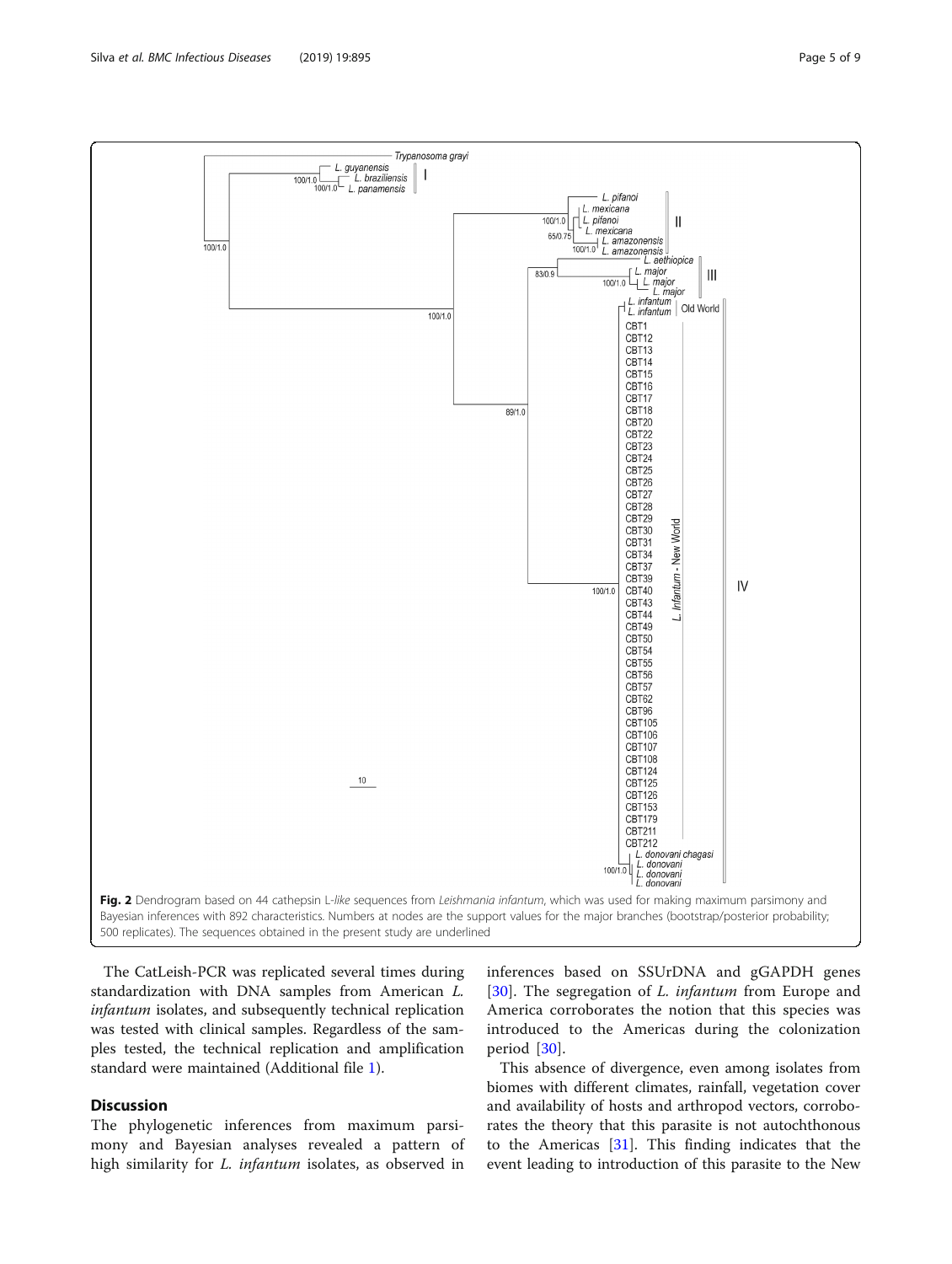Fig. 2 Dendrogram based on 44 cathepsin L-*like* sequences from *Leishmania infantum*, which was used for making maximum parsimony and Bayesian inferences with 892 characteristics. Numbers at nodes are the support values for the major branches (bootstrap/posterior probability; 500 replicates). The sequences obtained in the present study are underlined

The CatLeish-PCR was replicated several times during standardization with DNA samples from American *L. infantum* isolates, and subsequently technical replication was tested with clinical samples. Regardless of the samples tested, the technical replication and amplification standard were maintained (Additional file 1).

## Discussion

The phylogenetic inferences from maximum parsimony and Bayesian analyses revealed a pattern of high similarity for *L. infantum* isolates, as observed in inferences based on SSUrDNA and gGAPDH genes [30]. The segregation of *L. infantum* from Europe and America corroborates the notion that this species was introduced to the Americas during the colonization period [30].

This absence of divergence, even among isolates from biomes with different climates, rainfall, vegetation cover and availability of hosts and arthropod vectors, corroborates the theory that this parasite is not autochthonous to the Americas [31]. This finding indicates that the event leading to introduction of this parasite to the New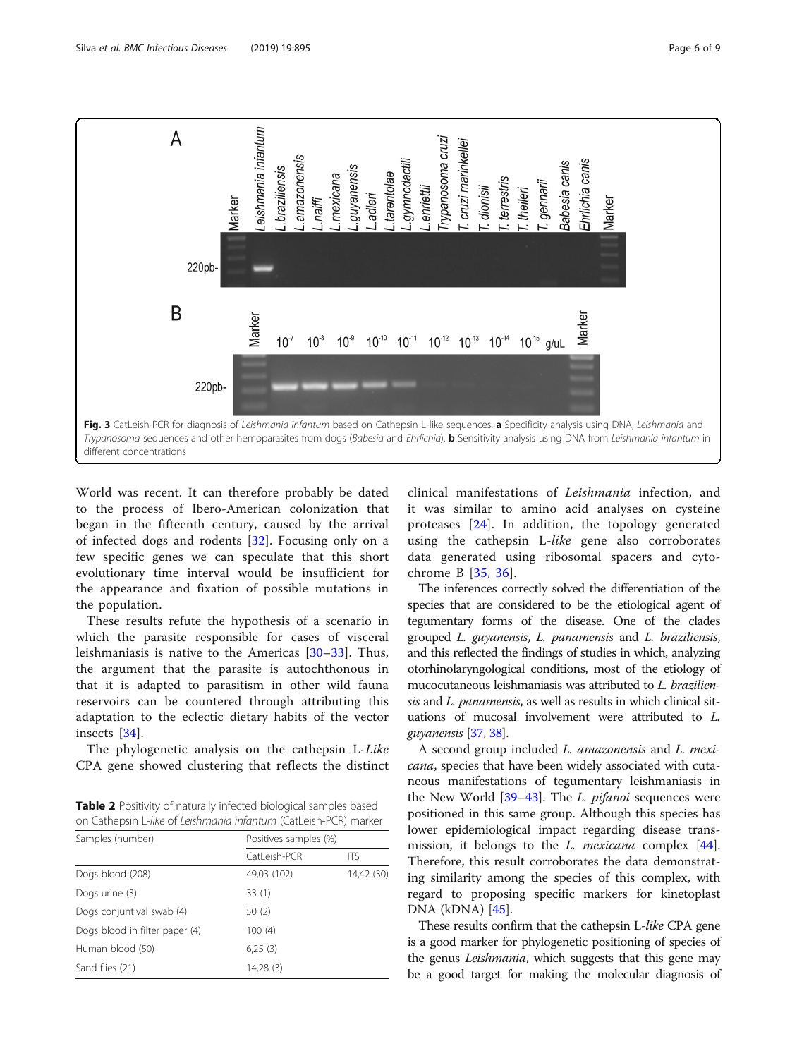Fig. 3 CatLeish-PCR for diagnosis of *Leishmania infantum* based on Cathepsin L-like sequences. **a** Specificity analysis using DNA, *Leishmania* and *Trypanosoma* sequences and other hemoparasites from dogs (*Babesia* and *Ehrlichia*). **b** Sensitivity analysis using DNA from *Leishmania infantum* in different concentrations

World was recent. It can therefore probably be dated to the process of Ibero-American colonization that began in the fifteenth century, caused by the arrival of infected dogs and rodents [32]. Focusing only on a few specific genes we can speculate that this short evolutionary time interval would be insufficient for the appearance and fixation of possible mutations in the population.

These results refute the hypothesis of a scenario in which the parasite responsible for cases of visceral leishmaniasis is native to the Americas [30–33]. Thus, the argument that the parasite is autochthonous in that it is adapted to parasitism in other wild fauna reservoirs can be countered through attributing this adaptation to the eclectic dietary habits of the vector insects [34].

The phylogenetic analysis on the cathepsin L-*Like* CPA gene showed clustering that reflects the distinct clinical manifestations of *Leishmania* infection, and it was similar to amino acid analyses on cysteine proteases [24]. In addition, the topology generated using the cathepsin L-*like* gene also corroborates data generated using ribosomal spacers and cytochrome B [35, 36].

The inferences correctly solved the differentiation of the species that are considered to be the etiological agent of tegumentary forms of the disease. One of the clades grouped *L. guyanensis*, *L. panamensis* and *L. braziliensis*, and this reflected the findings of studies in which, analyzing otorhinolaryngological conditions, most of the etiology of mucocutaneous leishmaniasis was attributed to *L. braziliensis* and *L. panamensis*, as well as results in which clinical situations of mucosal involvement were attributed to *L. guyanensis* [37, 38].

A second group included *L. amazonensis* and *L. mexicana*, species that have been widely associated with cutaneous manifestations of tegumentary leishmaniasis in the New World [39–43]. The *L. pifanoi* sequences were positioned in this same group. Although this species has lower epidemiological impact regarding disease transmission, it belongs to the *L. mexicana* complex [44]. Therefore, this result corroborates the data demonstrating similarity among the species of this complex, with regard to proposing specific markers for kinetoplast DNA (kDNA) [45].

These results confirm that the cathepsin L-*like* CPA gene is a good marker for phylogenetic positioning of species of the genus *Leishmania*, which suggests that this gene may be a good target for making the molecular diagnosis of

**Table 2** Positivity of naturally infected biological samples based on Cathepsin L-*like* of *Leishmania infantum* (CatLeish-PCR) marker

| Samples (number) | Positives samples (%) | |
|---|---|---|
| | CatLeish-PCR | ITS |
| Dogs blood (208) | 49,03 (102) | 14,42 (30) |
| Dogs urine (3) | 33 (1) | |
| Dogs conjuntival swab (4) | 50 (2) | |
| Dogs blood in filter paper (4) | 100 (4) | |
| Human blood (50) | 6,25 (3) | |
| Sand flies (21) | 14,28 (3) | |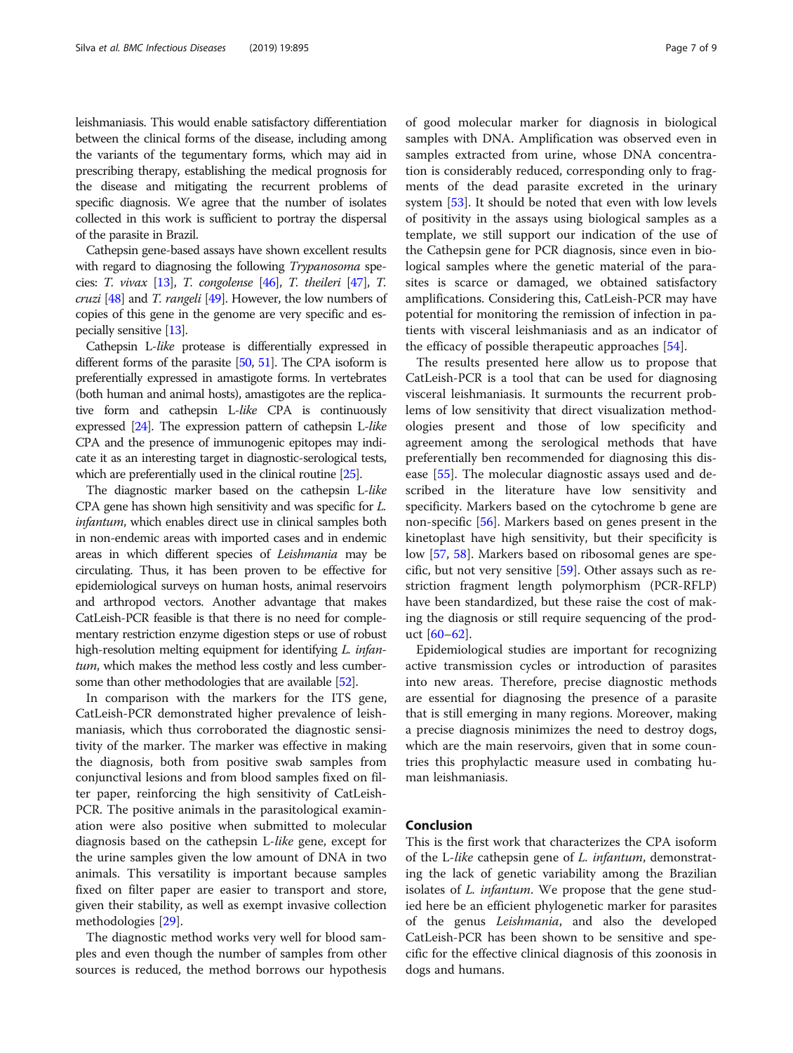leishmaniasis. This would enable satisfactory differentiation between the clinical forms of the disease, including among the variants of the tegumentary forms, which may aid in prescribing therapy, establishing the medical prognosis for the disease and mitigating the recurrent problems of specific diagnosis. We agree that the number of isolates collected in this work is sufficient to portray the dispersal of the parasite in Brazil.

Cathepsin gene-based assays have shown excellent results with regard to diagnosing the following *Trypanosoma* species: *T. vivax* [13], *T. congolense* [46], *T. theileri* [47], *T. cruzi* [48] and *T. rangeli* [49]. However, the low numbers of copies of this gene in the genome are very specific and especially sensitive [13].

Cathepsin L-*like* protease is differentially expressed in different forms of the parasite [50, 51]. The CPA isoform is preferentially expressed in amastigote forms. In vertebrates (both human and animal hosts), amastigotes are the replicative form and cathepsin L-*like* CPA is continuously expressed [24]. The expression pattern of cathepsin L-*like* CPA and the presence of immunogenic epitopes may indicate it as an interesting target in diagnostic-serological tests, which are preferentially used in the clinical routine [25].

The diagnostic marker based on the cathepsin L-*like* CPA gene has shown high sensitivity and was specific for *L. infantum*, which enables direct use in clinical samples both in non-endemic areas with imported cases and in endemic areas in which different species of *Leishmania* may be circulating. Thus, it has been proven to be effective for epidemiological surveys on human hosts, animal reservoirs and arthropod vectors. Another advantage that makes CatLeish-PCR feasible is that there is no need for complementary restriction enzyme digestion steps or use of robust high-resolution melting equipment for identifying *L. infantum*, which makes the method less costly and less cumbersome than other methodologies that are available [52].

In comparison with the markers for the ITS gene, CatLeish-PCR demonstrated higher prevalence of leishmaniasis, which thus corroborated the diagnostic sensitivity of the marker. The marker was effective in making the diagnosis, both from positive swab samples from conjunctival lesions and from blood samples fixed on filter paper, reinforcing the high sensitivity of CatLeish-PCR. The positive animals in the parasitological examination were also positive when submitted to molecular diagnosis based on the cathepsin L-*like* gene, except for the urine samples given the low amount of DNA in two animals. This versatility is important because samples fixed on filter paper are easier to transport and store, given their stability, as well as exempt invasive collection methodologies [29].

The diagnostic method works very well for blood samples and even though the number of samples from other sources is reduced, the method borrows our hypothesis of good molecular marker for diagnosis in biological samples with DNA. Amplification was observed even in samples extracted from urine, whose DNA concentration is considerably reduced, corresponding only to fragments of the dead parasite excreted in the urinary system [53]. It should be noted that even with low levels of positivity in the assays using biological samples as a template, we still support our indication of the use of the Cathepsin gene for PCR diagnosis, since even in biological samples where the genetic material of the parasites is scarce or damaged, we obtained satisfactory amplifications. Considering this, CatLeish-PCR may have potential for monitoring the remission of infection in patients with visceral leishmaniasis and as an indicator of the efficacy of possible therapeutic approaches [54].

The results presented here allow us to propose that CatLeish-PCR is a tool that can be used for diagnosing visceral leishmaniasis. It surmounts the recurrent problems of low sensitivity that direct visualization methodologies present and those of low specificity and agreement among the serological methods that have preferentially ben recommended for diagnosing this disease [55]. The molecular diagnostic assays used and described in the literature have low sensitivity and specificity. Markers based on the cytochrome b gene are non-specific [56]. Markers based on genes present in the kinetoplast have high sensitivity, but their specificity is low [57, 58]. Markers based on ribosomal genes are specific, but not very sensitive [59]. Other assays such as restriction fragment length polymorphism (PCR-RFLP) have been standardized, but these raise the cost of making the diagnosis or still require sequencing of the product [60–62].

Epidemiological studies are important for recognizing active transmission cycles or introduction of parasites into new areas. Therefore, precise diagnostic methods are essential for diagnosing the presence of a parasite that is still emerging in many regions. Moreover, making a precise diagnosis minimizes the need to destroy dogs, which are the main reservoirs, given that in some countries this prophylactic measure used in combating human leishmaniasis.

## Conclusion

This is the first work that characterizes the CPA isoform of the L-*like* cathepsin gene of *L. infantum*, demonstrating the lack of genetic variability among the Brazilian isolates of *L. infantum*. We propose that the gene studied here be an efficient phylogenetic marker for parasites of the genus *Leishmania*, and also the developed CatLeish-PCR has been shown to be sensitive and specific for the effective clinical diagnosis of this zoonosis in dogs and humans.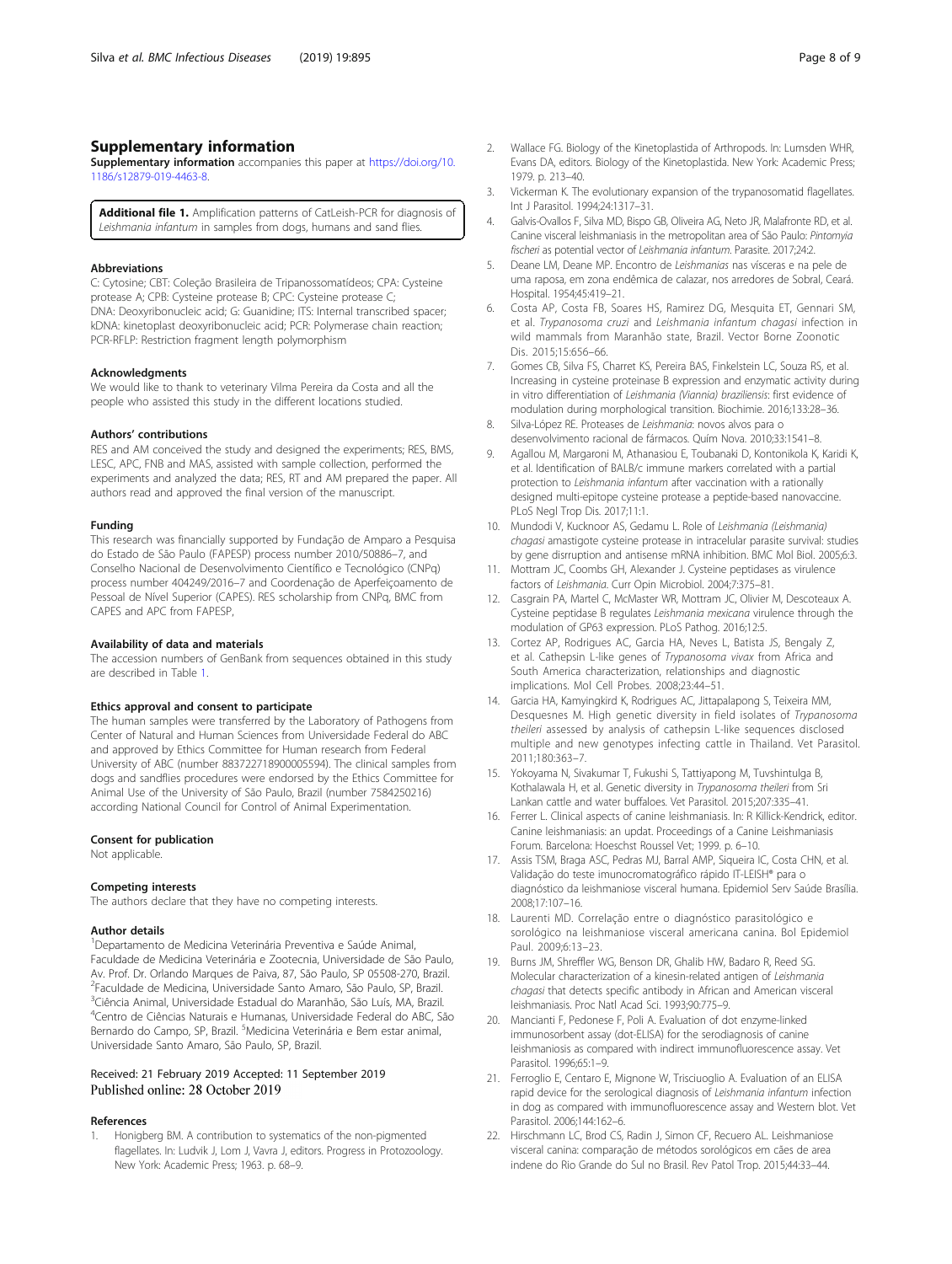## Supplementary information

**Supplementary information** accompanies this paper at https://doi.org/10.1186/s12879-019-4463-8.

**Additional file 1.** Amplification patterns of CatLeish-PCR for diagnosis of *Leishmania infantum* in samples from dogs, humans and sand flies.

### Abbreviations

C: Cytosine; CBT: Coleção Brasileira de Tripanossomatídeos; CPA: Cysteine protease A; CPB: Cysteine protease B; CPC: Cysteine protease C; DNA: Deoxyribonucleic acid; G: Guanidine; ITS: Internal transcribed spacer; kDNA: kinetoplast deoxyribonucleic acid; PCR: Polymerase chain reaction; PCR-RFLP: Restriction fragment length polymorphism

### Acknowledgments

We would like to thank to veterinary Vilma Pereira da Costa and all the people who assisted this study in the different locations studied.

### Authors' contributions

RES and AM conceived the study and designed the experiments; RES, BMS, LESC, APC, FNB and MAS, assisted with sample collection, performed the experiments and analyzed the data; RES, RT and AM prepared the paper. All authors read and approved the final version of the manuscript.

### Funding

This research was financially supported by Fundação de Amparo a Pesquisa do Estado de São Paulo (FAPESP) process number 2010/50886–7, and Conselho Nacional de Desenvolvimento Científico e Tecnológico (CNPq) process number 404249/2016–7 and Coordenação de Aperfeiçoamento de Pessoal de Nível Superior (CAPES). RES scholarship from CNPq, BMC from CAPES and APC from FAPESP,

### Availability of data and materials

The accession numbers of GenBank from sequences obtained in this study are described in Table 1.

### Ethics approval and consent to participate

The human samples were transferred by the Laboratory of Pathogens from Center of Natural and Human Sciences from Universidade Federal do ABC and approved by Ethics Committee for Human research from Federal University of ABC (number 883722718900005594). The clinical samples from dogs and sandflies procedures were endorsed by the Ethics Committee for Animal Use of the University of São Paulo, Brazil (number 7584250216) according National Council for Control of Animal Experimentation.

### Consent for publication

Not applicable.

### Competing interests

The authors declare that they have no competing interests.

### Author details

[1]Departamento de Medicina Veterinária Preventiva e Saúde Animal, Faculdade de Medicina Veterinária e Zootecnia, Universidade de São Paulo, Av. Prof. Dr. Orlando Marques de Paiva, 87, São Paulo, SP 05508-270, Brazil. [2]Faculdade de Medicina, Universidade Santo Amaro, São Paulo, SP, Brazil. [3]Ciência Animal, Universidade Estadual do Maranhão, São Luís, MA, Brazil. [4]Centro de Ciências Naturais e Humanas, Universidade Federal do ABC, São Bernardo do Campo, SP, Brazil. [5]Medicina Veterinária e Bem estar animal, Universidade Santo Amaro, São Paulo, SP, Brazil.

Received: 21 February 2019 Accepted: 11 September 2019
Published online: 28 October 2019

### References

1. Honigberg BM. A contribution to systematics of the non-pigmented flagellates. In: Ludvik J, Lom J, Vavra J, editors. Progress in Protozoology. New York: Academic Press; 1963. p. 68–9.
2. Wallace FG. Biology of the Kinetoplastida of Arthropods. In: Lumsden WHR, Evans DA, editors. Biology of the Kinetoplastida. New York: Academic Press; 1979. p. 213–40.
3. Vickerman K. The evolutionary expansion of the trypanosomatid flagellates. Int J Parasitol. 1994;24:1317–31.
4. Galvis-Ovallos F, Silva MD, Bispo GB, Oliveira AG, Neto JR, Malafronte RD, et al. Canine visceral leishmaniasis in the metropolitan area of São Paulo: *Pintomyia fischeri* as potential vector of *Leishmania infantum*. Parasite. 2017;24:2.
5. Deane LM, Deane MP. Encontro de *Leishmanias* nas vísceras e na pele de uma raposa, em zona endêmica de calazar, nos arredores de Sobral, Ceará. Hospital. 1954;45:419–21.
6. Costa AP, Costa FB, Soares HS, Ramirez DG, Mesquita ET, Gennari SM, et al. *Trypanosoma cruzi* and *Leishmania infantum chagasi* infection in wild mammals from Maranhão state, Brazil. Vector Borne Zoonotic Dis. 2015;15:656–66.
7. Gomes CB, Silva FS, Charret KS, Pereira BAS, Finkelstein LC, Souza RS, et al. Increasing in cysteine proteinase B expression and enzymatic activity during in vitro differentiation of *Leishmania (Viannia) braziliensis*: first evidence of modulation during morphological transition. Biochimie. 2016;133:28–36.
8. Silva-López RE. Proteases de *Leishmania*: novos alvos para o desenvolvimento racional de fármacos. Quím Nova. 2010;33:1541–8.
9. Agallou M, Margaroni M, Athanasiou E, Toubanaki D, Kontonikola K, Karidi K, et al. Identification of BALB/c immune markers correlated with a partial protection to *Leishmania infantum* after vaccination with a rationally designed multi-epitope cysteine protease a peptide-based nanovaccine. PLoS Negl Trop Dis. 2017;11:1.
10. Mundodi V, Kucknoor AS, Gedamu L. Role of *Leishmania (Leishmania) chagasi* amastigote cysteine protease in intracelular parasite survival: studies by gene disruption and antisense mRNA inhibition. BMC Mol Biol. 2005;6:3.
11. Mottram JC, Coombs GH, Alexander J. Cysteine peptidases as virulence factors of *Leishmania*. Curr Opin Microbiol. 2004;7:375–81.
12. Casgrain PA, Martel C, McMaster WR, Mottram JC, Olivier M, Descoteaux A. Cysteine peptidase B regulates *Leishmania mexicana* virulence through the modulation of GP63 expression. PLoS Pathog. 2016;12:5.
13. Cortez AP, Rodrigues AC, Garcia HA, Neves L, Batista JS, Bengaly Z, et al. Cathepsin L-like genes of *Trypanosoma vivax* from Africa and South America characterization, relationships and diagnostic implications. Mol Cell Probes. 2008;23:44–51.
14. Garcia HA, Kamyingkird K, Rodrigues AC, Jittapalapong S, Teixeira MM, Desquesnes M. High genetic diversity in field isolates of *Trypanosoma theileri* assessed by analysis of cathepsin L-like sequences disclosed multiple and new genotypes infecting cattle in Thailand. Vet Parasitol. 2011;180:363–7.
15. Yokoyama N, Sivakumar T, Fukushi S, Tattiyapong M, Tuvshintulga B, Kothalawala H, et al. Genetic diversity in *Trypanosoma theileri* from Sri Lankan cattle and water buffaloes. Vet Parasitol. 2015;207:335–41.
16. Ferrer L. Clinical aspects of canine leishmaniasis. In: R Killick-Kendrick, editor. Canine leishmaniasis: an updat. Proceedings of a Canine Leishmaniasis Forum. Barcelona: Hoeschst Roussel Vet; 1999. p. 6–10.
17. Assis TSM, Braga ASC, Pedras MJ, Barral AMP, Siqueira IC, Costa CHN, et al. Validação do teste imunocromatográfico rápido IT-LEISH® para o diagnóstico da leishmaniose visceral humana. Epidemiol Serv Saúde Brasília. 2008;17:107–16.
18. Laurenti MD. Correlação entre o diagnóstico parasitológico e sorológico na leishmaniose visceral americana canina. Bol Epidemiol Paul. 2009;6:13–23.
19. Burns JM, Shreffler WG, Benson DR, Ghalib HW, Badaro R, Reed SG. Molecular characterization of a kinesin-related antigen of *Leishmania chagasi* that detects specific antibody in African and American visceral leishmaniasis. Proc Natl Acad Sci. 1993;90:775–9.
20. Mancianti F, Pedonese F, Poli A. Evaluation of dot enzyme-linked immunosorbent assay (dot-ELISA) for the serodiagnosis of canine leishmaniosis as compared with indirect immunofluorescence assay. Vet Parasitol. 1996;65:1–9.
21. Ferroglio E, Centaro E, Mignone W, Trisciuoglio A. Evaluation of an ELISA rapid device for the serological diagnosis of *Leishmania infantum* infection in dog as compared with immunofluorescence assay and Western blot. Vet Parasitol. 2006;144:162–6.
22. Hirschmann LC, Brod CS, Radin J, Simon CF, Recuero AL. Leishmaniose visceral canina: comparação de métodos sorológicos em cães de area indene do Rio Grande do Sul no Brasil. Rev Patol Trop. 2015;44:33–44.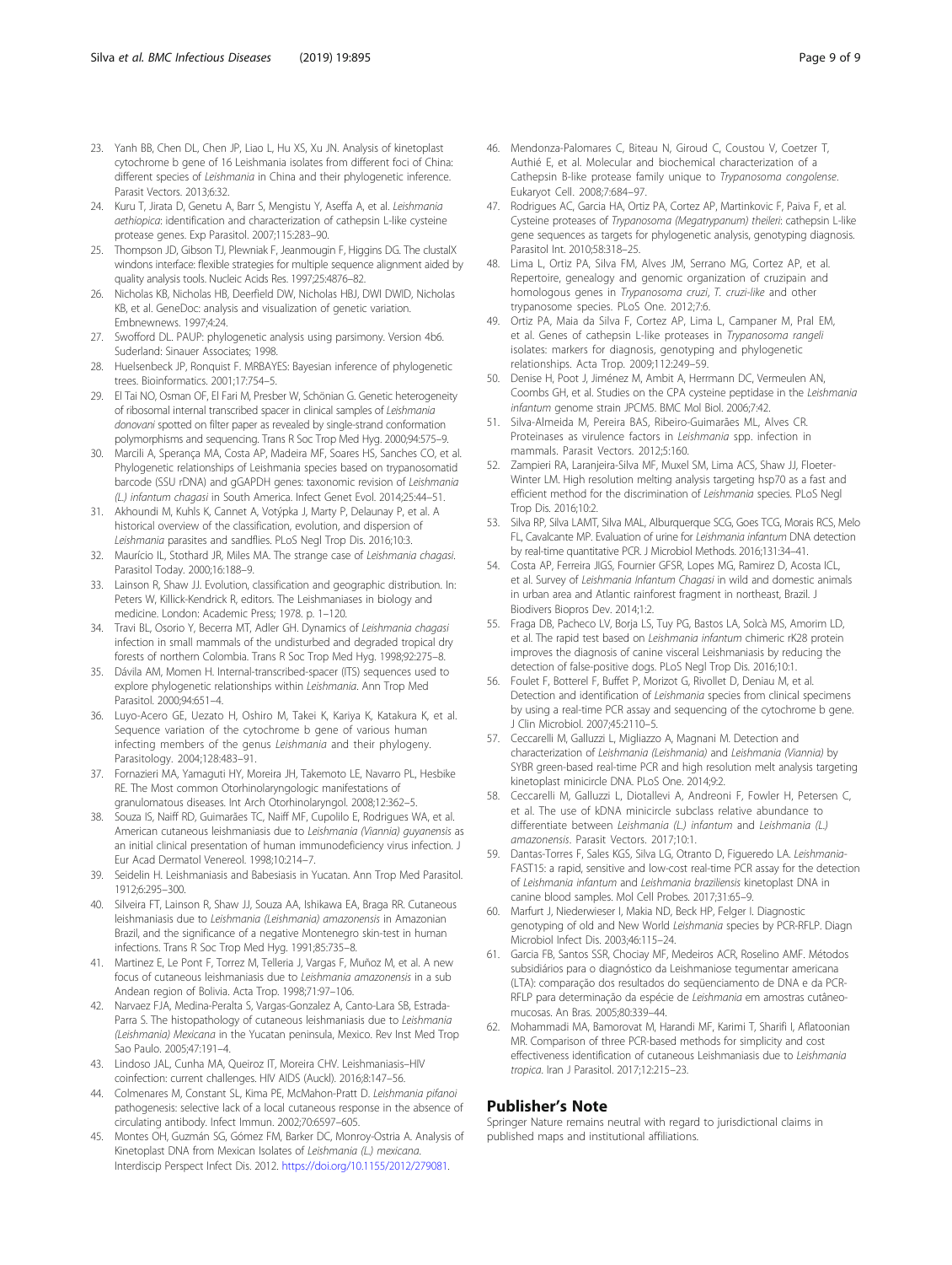23. Yanh BB, Chen DL, Chen JP, Liao L, Hu XS, Xu JN. Analysis of kinetoplast cytochrome b gene of 16 Leishmania isolates from different foci of China: different species of *Leishmania* in China and their phylogenetic inference. Parasit Vectors. 2013;6:32.
24. Kuru T, Jirata D, Genetu A, Barr S, Mengistu Y, Aseffa A, et al. *Leishmania aethiopica*: identification and characterization of cathepsin L-like cysteine protease genes. Exp Parasitol. 2007;115:283–90.
25. Thompson JD, Gibson TJ, Plewniak F, Jeanmougin F, Higgins DG. The clustalX windons interface: flexible strategies for multiple sequence alignment aided by quality analysis tools. Nucleic Acids Res. 1997;25:4876–82.
26. Nicholas KB, Nicholas HB, Deerfield DW, Nicholas HBJ, DWI DWID, Nicholas KB, et al. GeneDoc: analysis and visualization of genetic variation. Embnewnews. 1997;4:24.
27. Swofford DL. PAUP: phylogenetic analysis using parsimony. Version 4b6. Suderland: Sinauer Associates; 1998.
28. Huelsenbeck JP, Ronquist F. MRBAYES: Bayesian inference of phylogenetic trees. Bioinformatics. 2001;17:754–5.
29. El Tai NO, Osman OF, El Fari M, Presber W, Schönian G. Genetic heterogeneity of ribosomal internal transcribed spacer in clinical samples of *Leishmania donovani* spotted on filter paper as revealed by single-strand conformation polymorphisms and sequencing. Trans R Soc Trop Med Hyg. 2000;94:575–9.
30. Marcili A, Sperança MA, Costa AP, Madeira MF, Soares HS, Sanches CO, et al. Phylogenetic relationships of Leishmania species based on trypanosomatid barcode (SSU rDNA) and gGAPDH genes: taxonomic revision of *Leishmania (L.) infantum chagasi* in South America. Infect Genet Evol. 2014;25:44–51.
31. Akhoundi M, Kuhls K, Cannet A, Votýpka J, Marty P, Delaunay P, et al. A historical overview of the classification, evolution, and dispersion of *Leishmania* parasites and sandflies. PLoS Negl Trop Dis. 2016;10:3.
32. Maurício IL, Stothard JR, Miles MA. The strange case of *Leishmania chagasi*. Parasitol Today. 2000;16:188–9.
33. Lainson R, Shaw JJ. Evolution, classification and geographic distribution. In: Peters W, Killick-Kendrick R, editors. The Leishmaniases in biology and medicine. London: Academic Press; 1978. p. 1–120.
34. Travi BL, Osorio Y, Becerra MT, Adler GH. Dynamics of *Leishmania chagasi* infection in small mammals of the undisturbed and degraded tropical dry forests of northern Colombia. Trans R Soc Trop Med Hyg. 1998;92:275–8.
35. Dávila AM, Momen H. Internal-transcribed-spacer (ITS) sequences used to explore phylogenetic relationships within *Leishmania*. Ann Trop Med Parasitol. 2000;94:651–4.
36. Luyo-Acero GE, Uezato H, Oshiro M, Takei K, Kariya K, Katakura K, et al. Sequence variation of the cytochrome b gene of various human infecting members of the genus *Leishmania* and their phylogeny. Parasitology. 2004;128:483–91.
37. Fornazieri MA, Yamaguti HY, Moreira JH, Takemoto LE, Navarro PL, Hesbike RE. The Most common Otorhinolaryngologic manifestations of granulomatous diseases. Int Arch Otorhinolaryngol. 2008;12:362–5.
38. Souza IS, Naiff RD, Guimarães TC, Naiff MF, Cupolilo E, Rodrigues WA, et al. American cutaneous leishmaniasis due to *Leishmania (Viannia) guyanensis* as an initial clinical presentation of human immunodeficiency virus infection. J Eur Acad Dermatol Venereol. 1998;10:214–7.
39. Seidelin H. Leishmaniasis and Babesiasis in Yucatan. Ann Trop Med Parasitol. 1912;6:295–300.
40. Silveira FT, Lainson R, Shaw JJ, Souza AA, Ishikawa EA, Braga RR. Cutaneous leishmaniasis due to *Leishmania (Leishmania) amazonensis* in Amazonian Brazil, and the significance of a negative Montenegro skin-test in human infections. Trans R Soc Trop Med Hyg. 1991;85:735–8.
41. Martinez E, Le Pont F, Torrez M, Telleria J, Vargas F, Muñoz M, et al. A new focus of cutaneous leishmaniasis due to *Leishmania amazonensis* in a sub Andean region of Bolivia. Acta Trop. 1998;71:97–106.
42. Narvaez FJA, Medina-Peralta S, Vargas-Gonzalez A, Canto-Lara SB, Estrada-Parra S. The histopathology of cutaneous leishmaniasis due to *Leishmania (Leishmania) Mexicana* in the Yucatan peninsula, Mexico. Rev Inst Med Trop Sao Paulo. 2005;47:191–4.
43. Lindoso JAL, Cunha MA, Queiroz IT, Moreira CHV. Leishmaniasis–HIV coinfection: current challenges. HIV AIDS (Auckl). 2016;8:147–56.
44. Colmenares M, Constant SL, Kima PE, McMahon-Pratt D. *Leishmania pifanoi* pathogenesis: selective lack of a local cutaneous response in the absence of circulating antibody. Infect Immun. 2002;70:6597–605.
45. Montes OH, Guzmán SG, Gómez FM, Barker DC, Monroy-Ostria A. Analysis of Kinetoplast DNA from Mexican Isolates of *Leishmania (L.) mexicana*. Interdiscip Perspect Infect Dis. 2012. https://doi.org/10.1155/2012/279081.
46. Mendonza-Palomares C, Biteau N, Giroud C, Coustou V, Coetzer T, Authié E, et al. Molecular and biochemical characterization of a Cathepsin B-like protease family unique to *Trypanosoma congolense*. Eukaryot Cell. 2008;7:684–97.
47. Rodrigues AC, Garcia HA, Ortiz PA, Cortez AP, Martinkovic F, Paiva F, et al. Cysteine proteases of *Trypanosoma (Megatrypanum) theileri*: cathepsin L-like gene sequences as targets for phylogenetic analysis, genotyping diagnosis. Parasitol Int. 2010;58:318–25.
48. Lima L, Ortiz PA, Silva FM, Alves JM, Serrano MG, Cortez AP, et al. Repertoire, genealogy and genomic organization of cruzipain and homologous genes in *Trypanosoma cruzi*, *T. cruzi-like* and other trypanosome species. PLoS One. 2012;7:6.
49. Ortiz PA, Maia da Silva F, Cortez AP, Lima L, Campaner M, Pral EM, et al. Genes of cathepsin L-like proteases in *Trypanosoma rangeli* isolates: markers for diagnosis, genotyping and phylogenetic relationships. Acta Trop. 2009;112:249–59.
50. Denise H, Poot J, Jiménez M, Ambit A, Herrmann DC, Vermeulen AN, Coombs GH, et al. Studies on the CPA cysteine peptidase in the *Leishmania infantum* genome strain JPCM5. BMC Mol Biol. 2006;7:42.
51. Silva-Almeida M, Pereira BAS, Ribeiro-Guimarães ML, Alves CR. Proteinases as virulence factors in *Leishmania* spp. infection in mammals. Parasit Vectors. 2012;5:160.
52. Zampieri RA, Laranjeira-Silva MF, Muxel SM, Lima ACS, Shaw JJ, Floeter-Winter LM. High resolution melting analysis targeting hsp70 as a fast and efficient method for the discrimination of *Leishmania* species. PLoS Negl Trop Dis. 2016;10:2.
53. Silva RP, Silva LAMT, Silva MAL, Alburquerque SCG, Goes TCG, Morais RCS, Melo FL, Cavalcante MP. Evaluation of urine for *Leishmania infantum* DNA detection by real-time quantitative PCR. J Microbiol Methods. 2016;131:34–41.
54. Costa AP, Ferreira JIGS, Fournier GFSR, Lopes MG, Ramirez D, Acosta ICL, et al. Survey of *Leishmania Infantum Chagasi* in wild and domestic animals in urban area and Atlantic rainforest fragment in northeast, Brazil. J Biodivers Biopros Dev. 2014;1:2.
55. Fraga DB, Pacheco LV, Borja LS, Tuy PG, Bastos LA, Solcà MS, Amorim LD, et al. The rapid test based on *Leishmania infantum* chimeric rK28 protein improves the diagnosis of canine visceral Leishmaniasis by reducing the detection of false-positive dogs. PLoS Negl Trop Dis. 2016;10:1.
56. Foulet F, Botterel F, Buffet P, Morizot G, Rivollet D, Deniau M, et al. Detection and identification of *Leishmania* species from clinical specimens by using a real-time PCR assay and sequencing of the cytochrome b gene. J Clin Microbiol. 2007;45:2110–5.
57. Ceccarelli M, Galluzzi L, Migliazzo A, Magnani M. Detection and characterization of *Leishmania (Leishmania)* and *Leishmania (Viannia)* by SYBR green-based real-time PCR and high resolution melt analysis targeting kinetoplast minicircle DNA. PLoS One. 2014;9:2.
58. Ceccarelli M, Galluzzi L, Diotallevi A, Andreoni F, Fowler H, Petersen C, et al. The use of kDNA minicircle subclass relative abundance to differentiate between *Leishmania (L.) infantum* and *Leishmania (L.) amazonensis*. Parasit Vectors. 2017;10:1.
59. Dantas-Torres F, Sales KGS, Silva LG, Otranto D, Figueredo LA. *Leishmania*-FAST15: a rapid, sensitive and low-cost real-time PCR assay for the detection of *Leishmania infantum* and *Leishmania braziliensis* kinetoplast DNA in canine blood samples. Mol Cell Probes. 2017;31:65–9.
60. Marfurt J, Niederwieser I, Makia ND, Beck HP, Felger I. Diagnostic genotyping of old and New World *Leishmania* species by PCR-RFLP. Diagn Microbiol Infect Dis. 2003;46:115–24.
61. Garcia FB, Santos SSR, Chociay MF, Medeiros ACR, Roselino AMF. Métodos subsidiários para o diagnóstico da Leishmaniose tegumentar americana (LTA): comparação dos resultados do seqüenciamento de DNA e da PCR-RFLP para determinação da espécie de *Leishmania* em amostras cutâneo-mucosas. An Bras. 2005;80:339–44.
62. Mohammadi MA, Bamorovat M, Harandi MF, Karimi T, Sharifi I, Aflatoonian MR. Comparison of three PCR-based methods for simplicity and cost effectiveness identification of cutaneous Leishmaniasis due to *Leishmania tropica*. Iran J Parasitol. 2017;12:215–23.

## Publisher's Note

Springer Nature remains neutral with regard to jurisdictional claims in published maps and institutional affiliations.